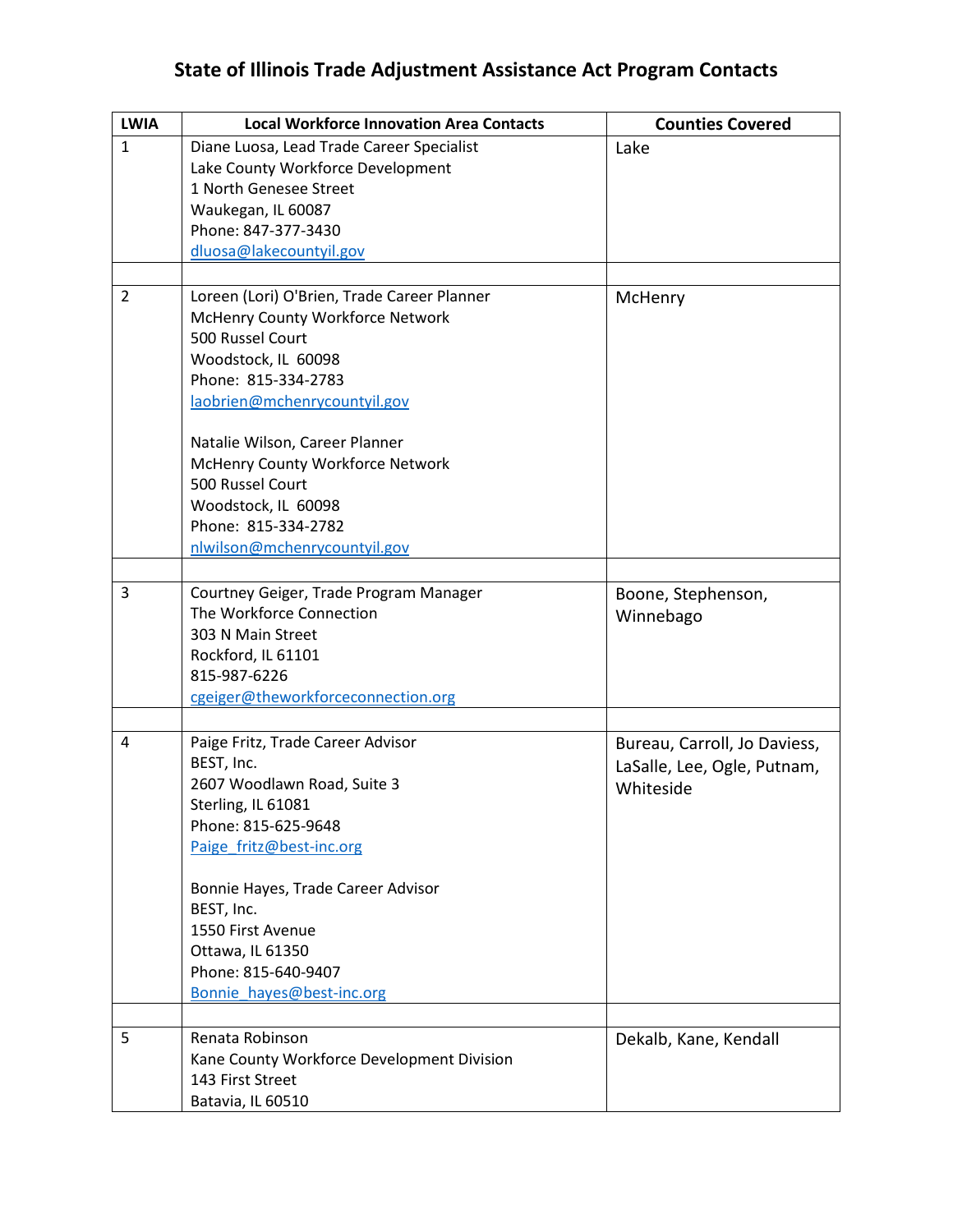# State of Illinois Trade Adjustment Assistance Act Program Contacts

| LWIA | Local Workforce Innovation Area Contacts | Counties Covered |
|---|---|---|
| 1 | Diane Luosa, Lead Trade Career Specialist<br>Lake County Workforce Development<br>1 North Genesee Street<br>Waukegan, IL 60087<br>Phone: 847-377-3430<br>dluosa@lakecountyil.gov | Lake |
| | | |
| 2 | Loreen (Lori) O'Brien, Trade Career Planner<br>McHenry County Workforce Network<br>500 Russel Court<br>Woodstock, IL 60098<br>Phone: 815-334-2783<br>laobrien@mchenrycountyil.gov<br><br>Natalie Wilson, Career Planner<br>McHenry County Workforce Network<br>500 Russel Court<br>Woodstock, IL 60098<br>Phone: 815-334-2782<br>nlwilson@mchenrycountyil.gov | McHenry |
| | | |
| 3 | Courtney Geiger, Trade Program Manager<br>The Workforce Connection<br>303 N Main Street<br>Rockford, IL 61101<br>815-987-6226<br>cgeiger@theworkforceconnection.org | Boone, Stephenson, Winnebago |
| | | |
| 4 | Paige Fritz, Trade Career Advisor<br>BEST, Inc.<br>2607 Woodlawn Road, Suite 3<br>Sterling, IL 61081<br>Phone: 815-625-9648<br>Paige_fritz@best-inc.org<br><br>Bonnie Hayes, Trade Career Advisor<br>BEST, Inc.<br>1550 First Avenue<br>Ottawa, IL 61350<br>Phone: 815-640-9407<br>Bonnie_hayes@best-inc.org | Bureau, Carroll, Jo Daviess, LaSalle, Lee, Ogle, Putnam, Whiteside |
| | | |
| 5 | Renata Robinson<br>Kane County Workforce Development Division<br>143 First Street<br>Batavia, IL 60510 | Dekalb, Kane, Kendall |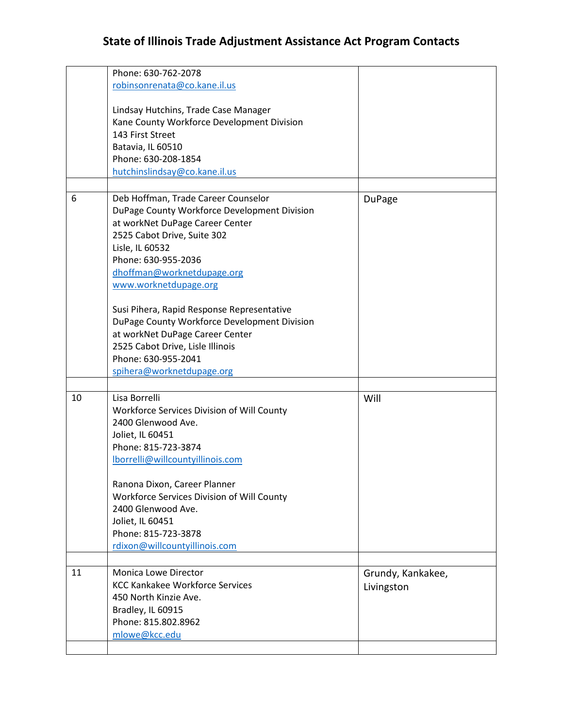# State of Illinois Trade Adjustment Assistance Act Program Contacts

| | | |
|---|---|---|
| | Phone: 630-762-2078<br>robinsonrenata@co.kane.il.us<br><br>Lindsay Hutchins, Trade Case Manager<br>Kane County Workforce Development Division<br>143 First Street<br>Batavia, IL 60510<br>Phone: 630-208-1854<br>hutchinslindsay@co.kane.il.us | |
| | | |
| 6 | Deb Hoffman, Trade Career Counselor<br>DuPage County Workforce Development Division<br>at workNet DuPage Career Center<br>2525 Cabot Drive, Suite 302<br>Lisle, IL 60532<br>Phone: 630-955-2036<br>dhoffman@worknetdupage.org<br>www.worknetdupage.org<br><br>Susi Pihera, Rapid Response Representative<br>DuPage County Workforce Development Division<br>at workNet DuPage Career Center<br>2525 Cabot Drive, Lisle Illinois<br>Phone: 630-955-2041<br>spihera@worknetdupage.org | DuPage |
| | | |
| 10 | Lisa Borrelli<br>Workforce Services Division of Will County<br>2400 Glenwood Ave.<br>Joliet, IL 60451<br>Phone: 815-723-3874<br>lborrelli@willcountyillinois.com<br><br>Ranona Dixon, Career Planner<br>Workforce Services Division of Will County<br>2400 Glenwood Ave.<br>Joliet, IL 60451<br>Phone: 815-723-3878<br>rdixon@willcountyillinois.com | Will |
| | | |
| 11 | Monica Lowe Director<br>KCC Kankakee Workforce Services<br>450 North Kinzie Ave.<br>Bradley, IL 60915<br>Phone: 815.802.8962<br>mlowe@kcc.edu | Grundy, Kankakee, Livingston |
| | | |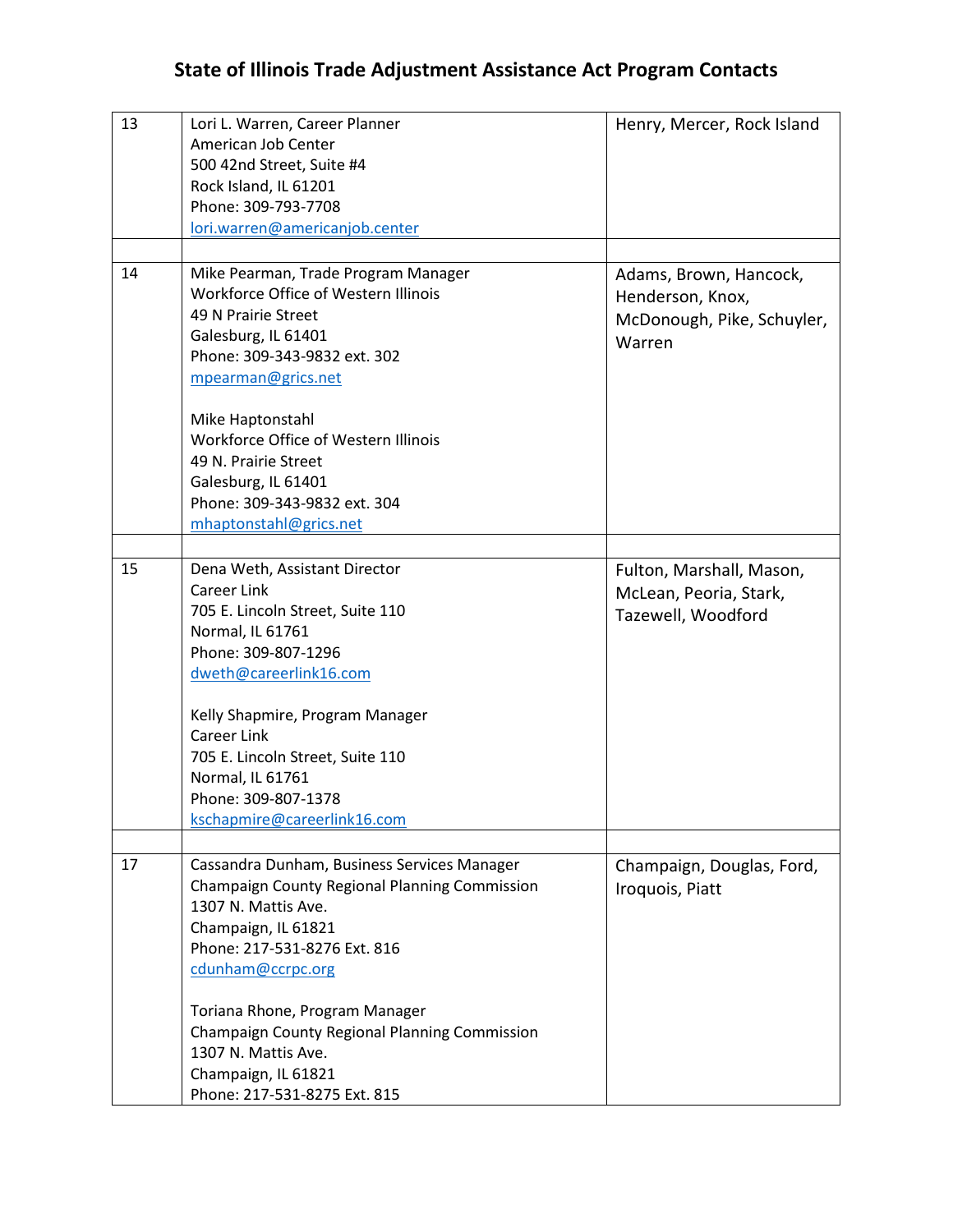# State of Illinois Trade Adjustment Assistance Act Program Contacts

| | | |
|---|---|---|
| 13 | Lori L. Warren, Career Planner<br>American Job Center<br>500 42nd Street, Suite #4<br>Rock Island, IL 61201<br>Phone: 309-793-7708<br>lori.warren@americanjob.center | Henry, Mercer, Rock Island |
| | | |
| 14 | Mike Pearman, Trade Program Manager<br>Workforce Office of Western Illinois<br>49 N Prairie Street<br>Galesburg, IL 61401<br>Phone: 309-343-9832 ext. 302<br>mpearman@grics.net<br><br>Mike Haptonstahl<br>Workforce Office of Western Illinois<br>49 N. Prairie Street<br>Galesburg, IL 61401<br>Phone: 309-343-9832 ext. 304<br>mhaptonstahl@grics.net | Adams, Brown, Hancock, Henderson, Knox, McDonough, Pike, Schuyler, Warren |
| | | |
| 15 | Dena Weth, Assistant Director<br>Career Link<br>705 E. Lincoln Street, Suite 110<br>Normal, IL 61761<br>Phone: 309-807-1296<br>dweth@careerlink16.com<br><br>Kelly Shapmire, Program Manager<br>Career Link<br>705 E. Lincoln Street, Suite 110<br>Normal, IL 61761<br>Phone: 309-807-1378<br>kschapmire@careerlink16.com | Fulton, Marshall, Mason, McLean, Peoria, Stark, Tazewell, Woodford |
| | | |
| 17 | Cassandra Dunham, Business Services Manager<br>Champaign County Regional Planning Commission<br>1307 N. Mattis Ave.<br>Champaign, IL 61821<br>Phone: 217-531-8276 Ext. 816<br>cdunham@ccrpc.org<br><br>Toriana Rhone, Program Manager<br>Champaign County Regional Planning Commission<br>1307 N. Mattis Ave.<br>Champaign, IL 61821<br>Phone: 217-531-8275 Ext. 815 | Champaign, Douglas, Ford, Iroquois, Piatt |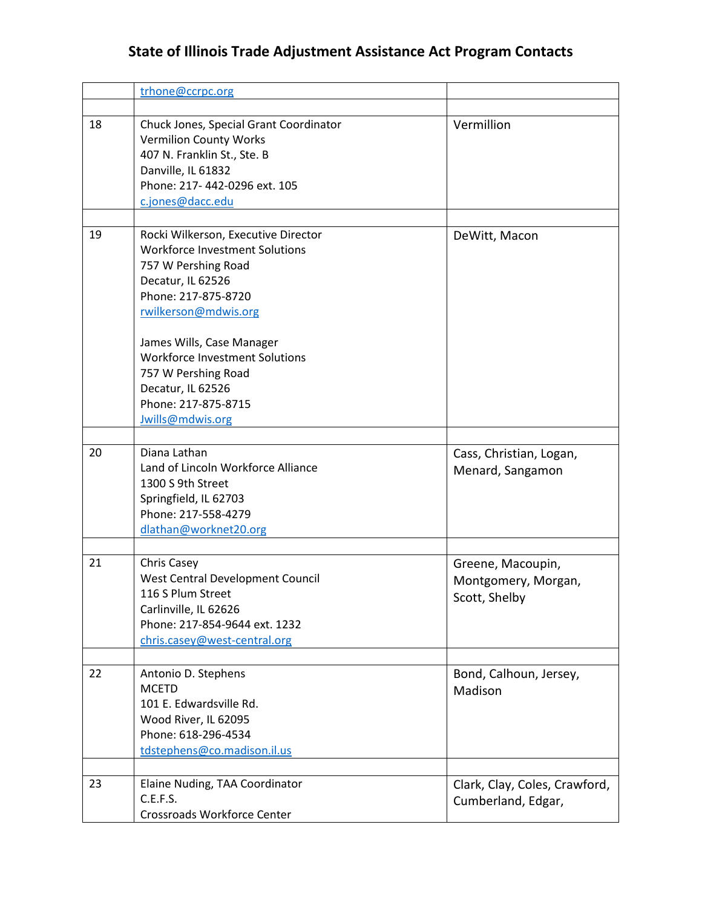# State of Illinois Trade Adjustment Assistance Act Program Contacts

| | | |
|---|---|---|
| | trhone@ccrpc.org | |
| | | |
| 18 | Chuck Jones, Special Grant Coordinator<br>Vermilion County Works<br>407 N. Franklin St., Ste. B<br>Danville, IL 61832<br>Phone: 217- 442-0296 ext. 105<br>c.jones@dacc.edu | Vermillion |
| | | |
| 19 | Rocki Wilkerson, Executive Director<br>Workforce Investment Solutions<br>757 W Pershing Road<br>Decatur, IL 62526<br>Phone: 217-875-8720<br>rwilkerson@mdwis.org<br><br>James Wills, Case Manager<br>Workforce Investment Solutions<br>757 W Pershing Road<br>Decatur, IL 62526<br>Phone: 217-875-8715<br>Jwills@mdwis.org | DeWitt, Macon |
| | | |
| 20 | Diana Lathan<br>Land of Lincoln Workforce Alliance<br>1300 S 9th Street<br>Springfield, IL 62703<br>Phone: 217-558-4279<br>dlathan@worknet20.org | Cass, Christian, Logan, Menard, Sangamon |
| | | |
| 21 | Chris Casey<br>West Central Development Council<br>116 S Plum Street<br>Carlinville, IL 62626<br>Phone: 217-854-9644 ext. 1232<br>chris.casey@west-central.org | Greene, Macoupin, Montgomery, Morgan, Scott, Shelby |
| | | |
| 22 | Antonio D. Stephens<br>MCETD<br>101 E. Edwardsville Rd.<br>Wood River, IL 62095<br>Phone: 618-296-4534<br>tdstephens@co.madison.il.us | Bond, Calhoun, Jersey, Madison |
| | | |
| 23 | Elaine Nuding, TAA Coordinator<br>C.E.F.S.<br>Crossroads Workforce Center | Clark, Clay, Coles, Crawford, Cumberland, Edgar, |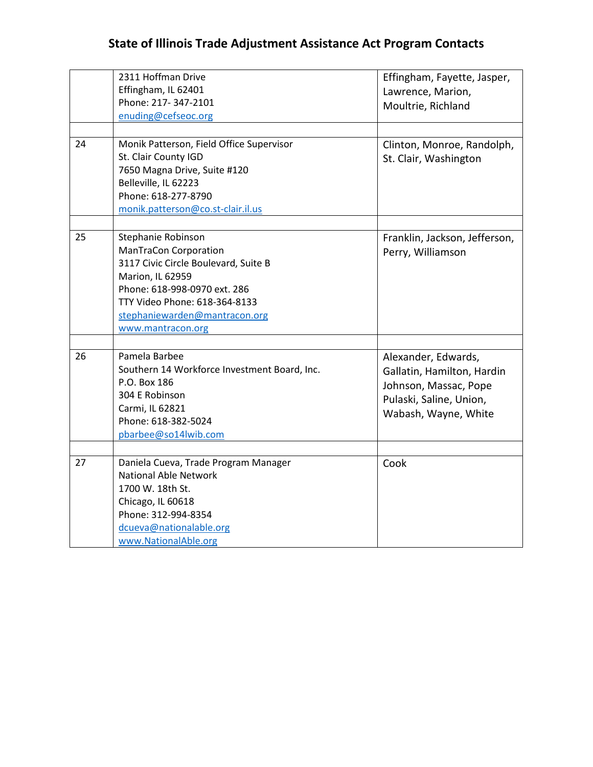# State of Illinois Trade Adjustment Assistance Act Program Contacts

| | | |
|---|---|---|
| | 2311 Hoffman Drive<br>Effingham, IL 62401<br>Phone: 217- 347-2101<br>enuding@cefseoc.org | Effingham, Fayette, Jasper, Lawrence, Marion, Moultrie, Richland |
| | | |
| 24 | Monik Patterson, Field Office Supervisor<br>St. Clair County IGD<br>7650 Magna Drive, Suite #120<br>Belleville, IL 62223<br>Phone: 618-277-8790<br>monik.patterson@co.st-clair.il.us | Clinton, Monroe, Randolph, St. Clair, Washington |
| | | |
| 25 | Stephanie Robinson<br>ManTraCon Corporation<br>3117 Civic Circle Boulevard, Suite B<br>Marion, IL 62959<br>Phone: 618-998-0970 ext. 286<br>TTY Video Phone: 618-364-8133<br>stephaniewarden@mantracon.org<br>www.mantracon.org | Franklin, Jackson, Jefferson, Perry, Williamson |
| | | |
| 26 | Pamela Barbee<br>Southern 14 Workforce Investment Board, Inc.<br>P.O. Box 186<br>304 E Robinson<br>Carmi, IL 62821<br>Phone: 618-382-5024<br>pbarbee@so14lwib.com | Alexander, Edwards, Gallatin, Hamilton, Hardin Johnson, Massac, Pope Pulaski, Saline, Union, Wabash, Wayne, White |
| | | |
| 27 | Daniela Cueva, Trade Program Manager<br>National Able Network<br>1700 W. 18th St.<br>Chicago, IL 60618<br>Phone: 312-994-8354<br>dcueva@nationalable.org<br>www.NationalAble.org | Cook |